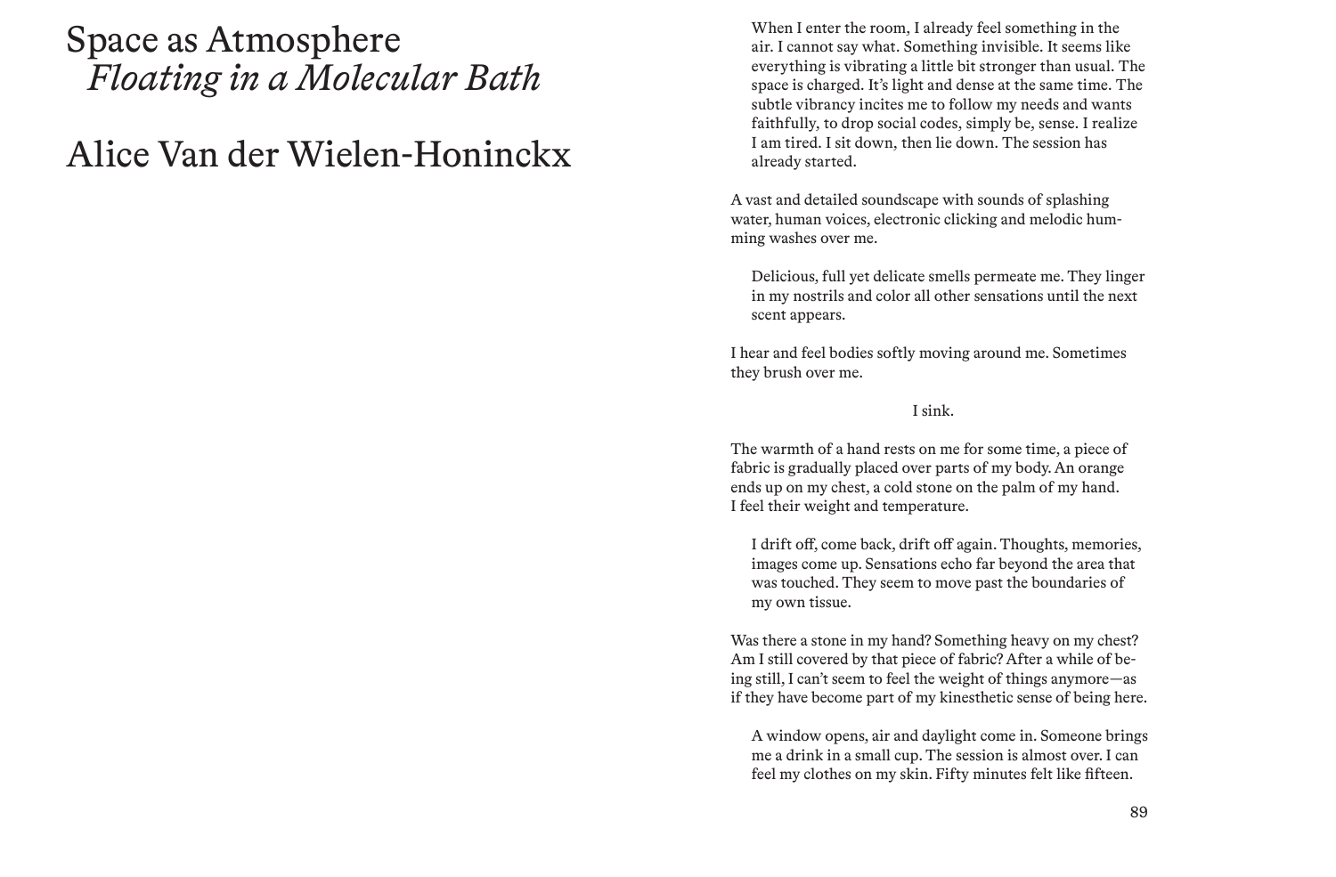# Space as Atmosphere
## *Floating in a Molecular Bath*

## Alice Van der Wielen-Honinckx

When I enter the room, I already feel something in the air. I cannot say what. Something invisible. It seems like everything is vibrating a little bit stronger than usual. The space is charged. It's light and dense at the same time. The subtle vibrancy incites me to follow my needs and wants faithfully, to drop social codes, simply be, sense. I realize I am tired. I sit down, then lie down. The session has already started.

A vast and detailed soundscape with sounds of splashing water, human voices, electronic clicking and melodic humming washes over me.

Delicious, full yet delicate smells permeate me. They linger in my nostrils and color all other sensations until the next scent appears.

I hear and feel bodies softly moving around me. Sometimes they brush over me.

I sink.

The warmth of a hand rests on me for some time, a piece of fabric is gradually placed over parts of my body. An orange ends up on my chest, a cold stone on the palm of my hand. I feel their weight and temperature.

I drift off, come back, drift off again. Thoughts, memories, images come up. Sensations echo far beyond the area that was touched. They seem to move past the boundaries of my own tissue.

Was there a stone in my hand? Something heavy on my chest? Am I still covered by that piece of fabric? After a while of being still, I can't seem to feel the weight of things anymore—as if they have become part of my kinesthetic sense of being here.

A window opens, air and daylight come in. Someone brings me a drink in a small cup. The session is almost over. I can feel my clothes on my skin. Fifty minutes felt like fifteen.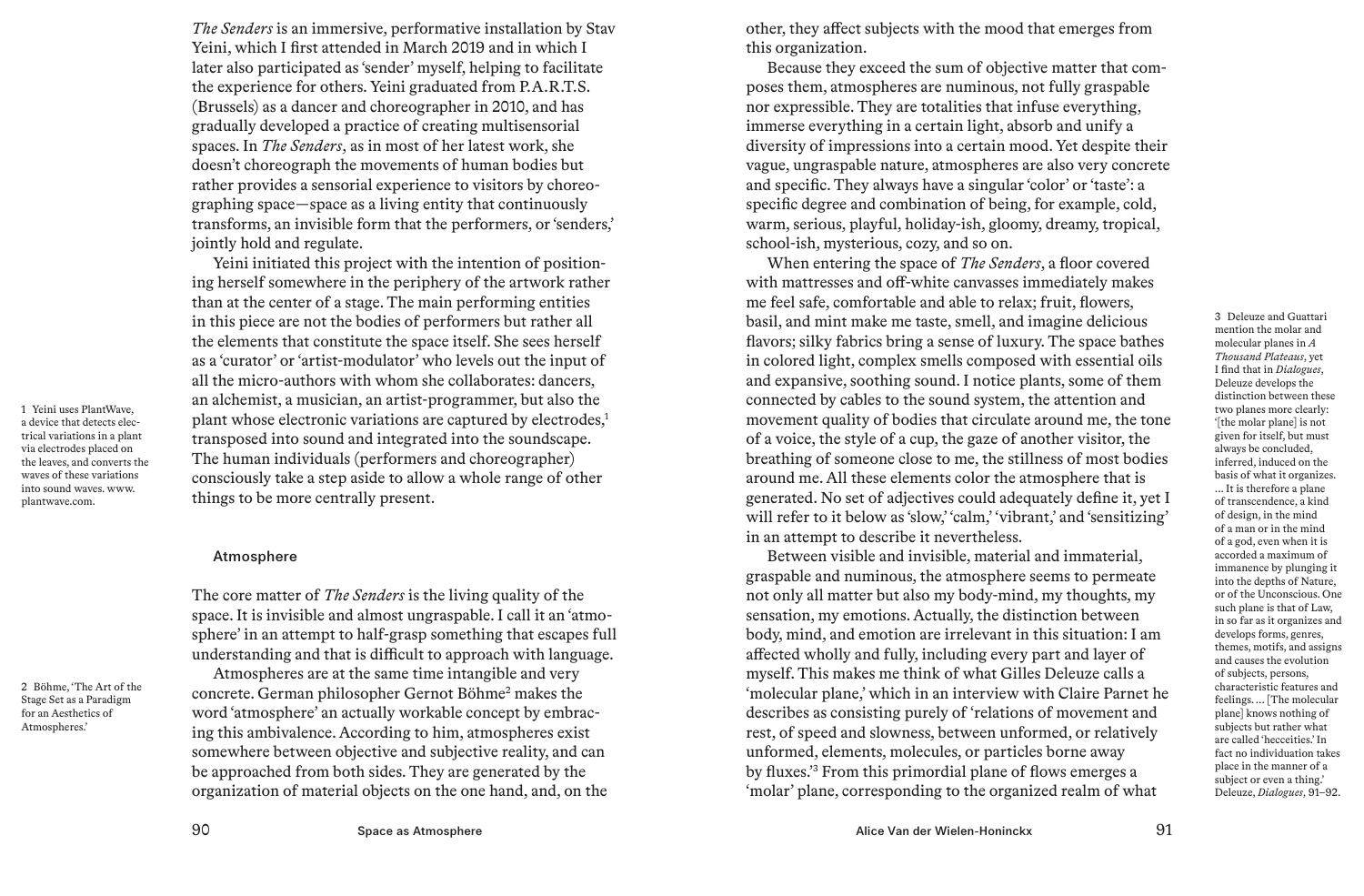*The Senders* is an immersive, performative installation by Stav Yeini, which I first attended in March 2019 and in which I later also participated as 'sender' myself, helping to facilitate the experience for others. Yeini graduated from P.A.R.T.S. (Brussels) as a dancer and choreographer in 2010, and has gradually developed a practice of creating multisensorial spaces. In *The Senders*, as in most of her latest work, she doesn't choreograph the movements of human bodies but rather provides a sensorial experience to visitors by choreographing space—space as a living entity that continuously transforms, an invisible form that the performers, or 'senders,' jointly hold and regulate.

Yeini initiated this project with the intention of positioning herself somewhere in the periphery of the artwork rather than at the center of a stage. The main performing entities in this piece are not the bodies of performers but rather all the elements that constitute the space itself. She sees herself as a 'curator' or 'artist-modulator' who levels out the input of all the micro-authors with whom she collaborates: dancers, an alchemist, a musician, an artist-programmer, but also the plant whose electronic variations are captured by electrodes,[1] transposed into sound and integrated into the soundscape. The human individuals (performers and choreographer) consciously take a step aside to allow a whole range of other things to be more centrally present.

1 Yeini uses PlantWave, a device that detects electrical variations in a plant via electrodes placed on the leaves, and converts the waves of these variations into sound waves. www.plantwave.com.

## Atmosphere

The core matter of *The Senders* is the living quality of the space. It is invisible and almost ungraspable. I call it an 'atmosphere' in an attempt to half-grasp something that escapes full understanding and that is difficult to approach with language.

Atmospheres are at the same time intangible and very concrete. German philosopher Gernot Böhme[2] makes the word 'atmosphere' an actually workable concept by embracing this ambivalence. According to him, atmospheres exist somewhere between objective and subjective reality, and can be approached from both sides. They are generated by the organization of material objects on the one hand, and, on the other, they affect subjects with the mood that emerges from this organization.

2 Böhme, 'The Art of the Stage Set as a Paradigm for an Aesthetics of Atmospheres.'

Because they exceed the sum of objective matter that composes them, atmospheres are numinous, not fully graspable nor expressible. They are totalities that infuse everything, immerse everything in a certain light, absorb and unify a diversity of impressions into a certain mood. Yet despite their vague, ungraspable nature, atmospheres are also very concrete and specific. They always have a singular 'color' or 'taste': a specific degree and combination of being, for example, cold, warm, serious, playful, holiday-ish, gloomy, dreamy, tropical, school-ish, mysterious, cozy, and so on.

When entering the space of *The Senders*, a floor covered with mattresses and off-white canvasses immediately makes me feel safe, comfortable and able to relax; fruit, flowers, basil, and mint make me taste, smell, and imagine delicious flavors; silky fabrics bring a sense of luxury. The space bathes in colored light, complex smells composed with essential oils and expansive, soothing sound. I notice plants, some of them connected by cables to the sound system, the attention and movement quality of bodies that circulate around me, the tone of a voice, the style of a cup, the gaze of another visitor, the breathing of someone close to me, the stillness of most bodies around me. All these elements color the atmosphere that is generated. No set of adjectives could adequately define it, yet I will refer to it below as 'slow,' 'calm,' 'vibrant,' and 'sensitizing' in an attempt to describe it nevertheless.

Between visible and invisible, material and immaterial, graspable and numinous, the atmosphere seems to permeate not only all matter but also my body-mind, my thoughts, my sensation, my emotions. Actually, the distinction between body, mind, and emotion are irrelevant in this situation: I am affected wholly and fully, including every part and layer of myself. This makes me think of what Gilles Deleuze calls a 'molecular plane,' which in an interview with Claire Parnet he describes as consisting purely of 'relations of movement and rest, of speed and slowness, between unformed, or relatively unformed, elements, molecules, or particles borne away by fluxes.'[3] From this primordial plane of flows emerges a 'molar' plane, corresponding to the organized realm of what

3 Deleuze and Guattari mention the molar and molecular planes in *A Thousand Plateaus*, yet I find that in *Dialogues*, Deleuze develops the distinction between these two planes more clearly: '[the molar plane] is not given for itself, but must always be concluded, inferred, induced on the basis of what it organizes. … It is therefore a plane of transcendence, a kind of design, in the mind of a man or in the mind of a god, even when it is accorded a maximum of immanence by plunging it into the depths of Nature, or of the Unconscious. One such plane is that of Law, in so far as it organizes and develops forms, genres, themes, motifs, and assigns and causes the evolution of subjects, persons, characteristic features and feelings. … [The molecular plane] knows nothing of subjects but rather what are called 'hecceities.' In fact no individuation takes place in the manner of a subject or even a thing.' Deleuze, *Dialogues*, 91–92.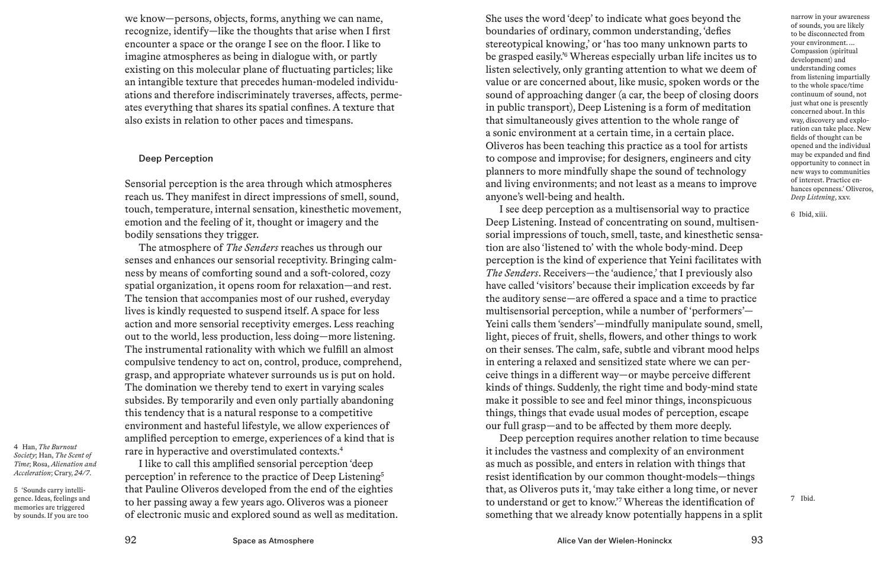we know—persons, objects, forms, anything we can name, recognize, identify—like the thoughts that arise when I first encounter a space or the orange I see on the floor. I like to imagine atmospheres as being in dialogue with, or partly existing on this molecular plane of fluctuating particles; like an intangible texture that precedes human-modeled individuations and therefore indiscriminately traverses, affects, permeates everything that shares its spatial confines. A texture that also exists in relation to other paces and timespans.

## Deep Perception

Sensorial perception is the area through which atmospheres reach us. They manifest in direct impressions of smell, sound, touch, temperature, internal sensation, kinesthetic movement, emotion and the feeling of it, thought or imagery and the bodily sensations they trigger.

The atmosphere of *The Senders* reaches us through our senses and enhances our sensorial receptivity. Bringing calmness by means of comforting sound and a soft-colored, cozy spatial organization, it opens room for relaxation—and rest. The tension that accompanies most of our rushed, everyday lives is kindly requested to suspend itself. A space for less action and more sensorial receptivity emerges. Less reaching out to the world, less production, less doing—more listening. The instrumental rationality with which we fulfill an almost compulsive tendency to act on, control, produce, comprehend, grasp, and appropriate whatever surrounds us is put on hold. The domination we thereby tend to exert in varying scales subsides. By temporarily and even only partially abandoning this tendency that is a natural response to a competitive environment and hasteful lifestyle, we allow experiences of amplified perception to emerge, experiences of a kind that is rare in hyperactive and overstimulated contexts.[4]

I like to call this amplified sensorial perception 'deep perception' in reference to the practice of Deep Listening[5] that Pauline Oliveros developed from the end of the eighties to her passing away a few years ago. Oliveros was a pioneer of electronic music and explored sound as well as meditation. She uses the word 'deep' to indicate what goes beyond the boundaries of ordinary, common understanding, 'defies stereotypical knowing,' or 'has too many unknown parts to be grasped easily.'[6] Whereas especially urban life incites us to listen selectively, only granting attention to what we deem of value or are concerned about, like music, spoken words or the sound of approaching danger (a car, the beep of closing doors in public transport), Deep Listening is a form of meditation that simultaneously gives attention to the whole range of a sonic environment at a certain time, in a certain place. Oliveros has been teaching this practice as a tool for artists to compose and improvise; for designers, engineers and city planners to more mindfully shape the sound of technology and living environments; and not least as a means to improve anyone's well-being and health.

I see deep perception as a multisensorial way to practice Deep Listening. Instead of concentrating on sound, multisensorial impressions of touch, smell, taste, and kinesthetic sensation are also 'listened to' with the whole body-mind. Deep perception is the kind of experience that Yeini facilitates with *The Senders*. Receivers—the 'audience,' that I previously also have called 'visitors' because their implication exceeds by far the auditory sense—are offered a space and a time to practice multisensorial perception, while a number of 'performers'—Yeini calls them 'senders'—mindfully manipulate sound, smell, light, pieces of fruit, shells, flowers, and other things to work on their senses. The calm, safe, subtle and vibrant mood helps in entering a relaxed and sensitized state where we can perceive things in a different way—or maybe perceive different kinds of things. Suddenly, the right time and body-mind state make it possible to see and feel minor things, inconspicuous things, things that evade usual modes of perception, escape our full grasp—and to be affected by them more deeply.

Deep perception requires another relation to time because it includes the vastness and complexity of an environment as much as possible, and enters in relation with things that resist identification by our common thought-models—things that, as Oliveros puts it, 'may take either a long time, or never to understand or get to know.'[7] Whereas the identification of something that we already know potentially happens in a split

---

4 Han, *The Burnout Society*; Han, *The Scent of Time*; Rosa, *Alienation and Acceleration*; Crary, *24/7*.

5 'Sounds carry intelligence. Ideas, feelings and memories are triggered by sounds. If you are too narrow in your awareness of sounds, you are likely to be disconnected from your environment.… Compassion (spiritual development) and understanding comes from listening impartially to the whole space/time continuum of sound, not just what one is presently concerned about. In this way, discovery and exploration can take place. New fields of thought can be opened and the individual may be expanded and find opportunity to connect in new ways to communities of interest. Practice enhances openness.' Oliveros, *Deep Listening*, xxv.

6 Ibid, xiii.

7 Ibid.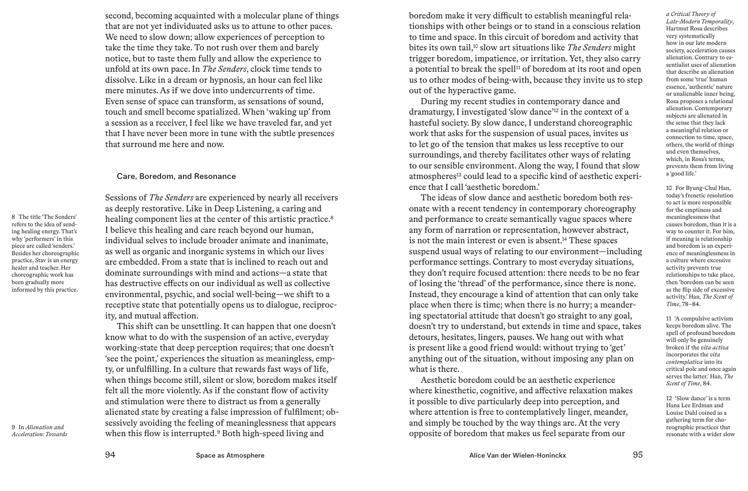second, becoming acquainted with a molecular plane of things that are not yet individuated asks us to attune to other paces. We need to slow down; allow experiences of perception to take the time they take. To not rush over them and barely notice, but to taste them fully and allow the experience to unfold at its own pace. In *The Senders*, clock time tends to dissolve. Like in a dream or hypnosis, an hour can feel like mere minutes. As if we dove into undercurrents of time. Even sense of space can transform, as sensations of sound, touch and smell become spatialized. When 'waking up' from a session as a receiver, I feel like we have traveled far, and yet that I have never been more in tune with the subtle presences that surround me here and now.

### Care, Boredom, and Resonance

Sessions of *The Senders* are experienced by nearly all receivers as deeply restorative. Like in Deep Listening, a caring and healing component lies at the center of this artistic practice.[8] I believe this healing and care reach beyond our human, individual selves to include broader animate and inanimate, as well as organic and inorganic systems in which our lives are embedded. From a state that is inclined to reach out and dominate surroundings with mind and actions—a state that has destructive effects on our individual as well as collective environmental, psychic, and social well-being—we shift to a receptive state that potentially opens us to dialogue, reciprocity, and mutual affection.

This shift can be unsettling. It can happen that one doesn't know what to do with the suspension of an active, everyday working-state that deep perception requires; that one doesn't 'see the point,' experiences the situation as meaningless, empty, or unfulfilling. In a culture that rewards fast ways of life, when things become still, silent or slow, boredom makes itself felt all the more violently. As if the constant flow of activity and stimulation were there to distract us from a generally alienated state by creating a false impression of fulfilment; obsessively avoiding the feeling of meaninglessness that appears when this flow is interrupted.[9] Both high-speed living and boredom make it very difficult to establish meaningful relationships with other beings or to stand in a conscious relation to time and space. In this circuit of boredom and activity that bites its own tail,[10] slow art situations like *The Senders* might trigger boredom, impatience, or irritation. Yet, they also carry a potential to break the spell[11] of boredom at its root and open us to other modes of being-with, because they invite us to step out of the hyperactive game.

During my recent studies in contemporary dance and dramaturgy, I investigated 'slow dance'[12] in the context of a hasteful society. By slow dance, I understand choreographic work that asks for the suspension of usual paces, invites us to let go of the tension that makes us less receptive to our surroundings, and thereby facilitates other ways of relating to our sensible environment. Along the way, I found that slow atmospheres[13] could lead to a specific kind of aesthetic experience that I call 'aesthetic boredom.'

The ideas of slow dance and aesthetic boredom both resonate with a recent tendency in contemporary choreography and performance to create semantically vague spaces where any form of narration or representation, however abstract, is not the main interest or even is absent.[14] These spaces suspend usual ways of relating to our environment—including performance settings. Contrary to most everyday situations, they don't require focused attention: there needs to be no fear of losing the 'thread' of the performance, since there is none. Instead, they encourage a kind of attention that can only take place when there is time; when there is no hurry; a meandering spectatorial attitude that doesn't go straight to any goal, doesn't try to understand, but extends in time and space, takes detours, hesitates, lingers, pauses. We hang out with what is present like a good friend would: without trying to 'get' anything out of the situation, without imposing any plan on what is there.

Aesthetic boredom could be an aesthetic experience where kinesthetic, cognitive, and affective relaxation makes it possible to dive particularly deep into perception, and where attention is free to contemplatively linger, meander, and simply be touched by the way things are. At the very opposite of boredom that makes us feel separate from our

---

8 The title 'The Senders' refers to the idea of sending healing energy. That's why 'performers' in this piece are called 'senders.' Besides her choreographic practice, Stav is an energy healer and teacher. Her choreographic work has been gradually more informed by this practice.

9 In *Alienation and Acceleration: Towards a Critical Theory of Late-Modern Temporality*, Hartmut Rosa describes very systematically how in our late modern society, acceleration causes alienation. Contrary to essentialist uses of alienation that describe an alienation from some 'true' human essence, 'authentic' nature or unalienable inner being, Rosa proposes a relational alienation. Contemporary subjects are alienated in the sense that they lack a meaningful relation or connection to time, space, others, the world of things and even themselves, which, in Rosa's terms, prevents them from living a 'good life.'

10 For Byung-Chul Han, today's frenetic resolution to act is more responsible for the emptiness and meaninglessness that causes boredom, than it is a way to counter it. For him, if meaning is relationship and boredom is an experience of meaninglessness in a culture where excessive activity prevents true relationships to take place, then 'boredom can be seen as the flip side of excessive activity.' Han, *The Scent of Time*, 78–84.

11 'A compulsive activism keeps boredom alive. The spell of profound boredom will only be genuinely broken if the *vita activa* incorporates the *vita contemplativa* into its critical pole and once again serves the latter.' Han, *The Scent of Time*, 84.

12 'Slow dance' is a term Hana Lee Erdman and Louise Dahl coined as a gathering term for choreographic practices that resonate with a wider slow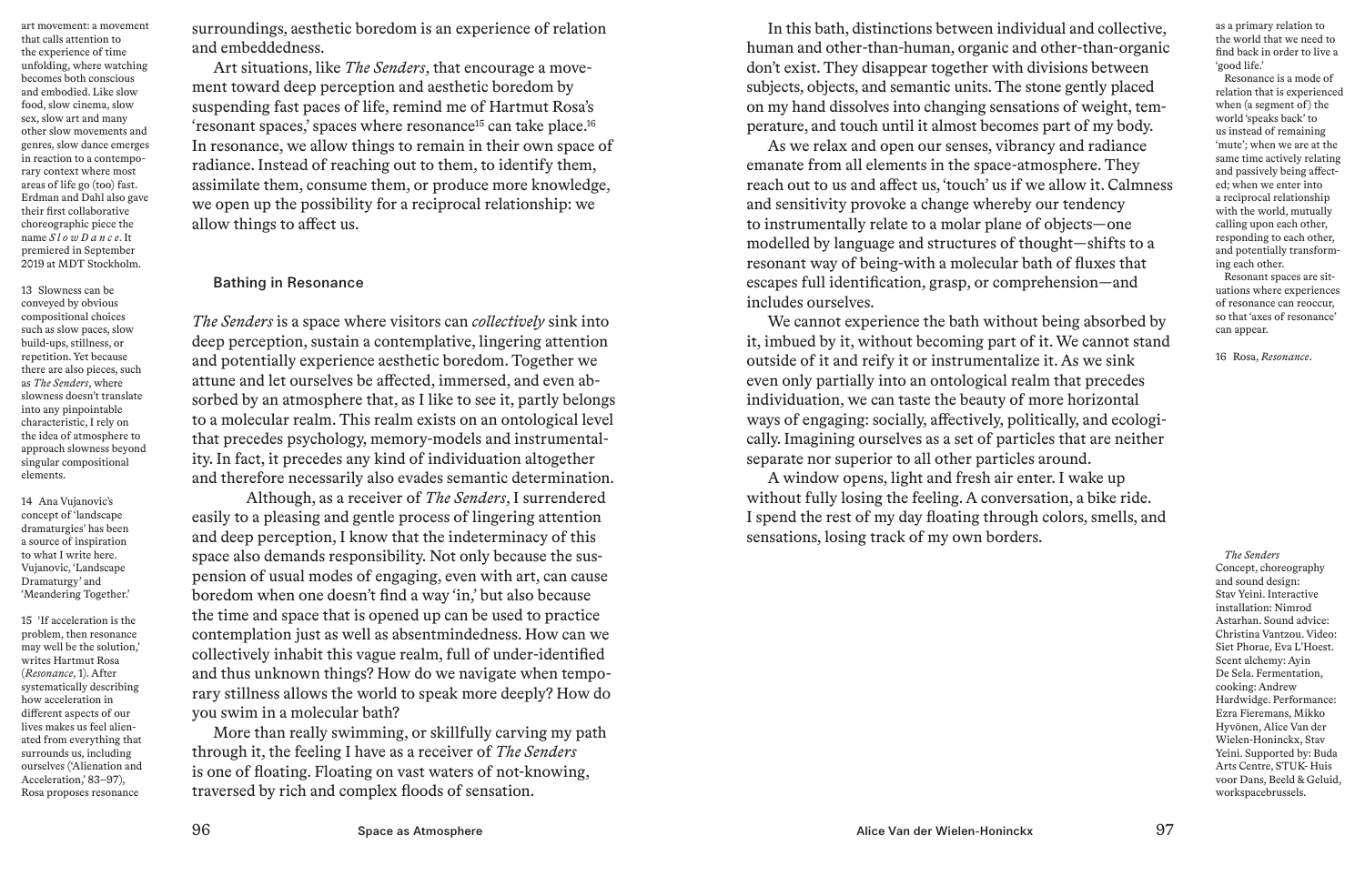art movement: a movement that calls attention to the experience of time unfolding, where watching becomes both conscious and embodied. Like slow food, slow cinema, slow sex, slow art and many other slow movements and genres, slow dance emerges in reaction to a contemporary context where most areas of life go (too) fast. Erdman and Dahl also gave their first collaborative choreographic piece the name *S l o w D a n c e*. It premiered in September 2019 at MDT Stockholm.

13 Slowness can be conveyed by obvious compositional choices such as slow paces, slow build-ups, stillness, or repetition. Yet because there are also pieces, such as *The Senders*, where slowness doesn't translate into any pinpointable characteristic, I rely on the idea of atmosphere to approach slowness beyond singular compositional elements.

14 Ana Vujanovic's concept of 'landscape dramaturgies' has been a source of inspiration to what I write here. Vujanovic, 'Landscape Dramaturgy' and 'Meandering Together.'

15 'If acceleration is the problem, then resonance may well be the solution,' writes Hartmut Rosa (*Resonance*, 1). After systematically describing how acceleration in different aspects of our lives makes us feel alienated from everything that surrounds us, including ourselves ('Alienation and Acceleration,' 83–97), Rosa proposes resonance as a primary relation to the world that we need to find back in order to live a 'good life.'

Resonance is a mode of relation that is experienced when (a segment of) the world 'speaks back' to us instead of remaining 'mute'; when we are at the same time actively relating and passively being affected; when we enter into a reciprocal relationship with the world, mutually calling upon each other, responding to each other, and potentially transforming each other.

Resonant spaces are situations where experiences of resonance can reoccur, so that 'axes of resonance' can appear.

16 Rosa, *Resonance*.

surroundings, aesthetic boredom is an experience of relation and embeddedness.

Art situations, like *The Senders*, that encourage a movement toward deep perception and aesthetic boredom by suspending fast paces of life, remind me of Hartmut Rosa's 'resonant spaces,' spaces where resonance[15] can take place.[16] In resonance, we allow things to remain in their own space of radiance. Instead of reaching out to them, to identify them, assimilate them, consume them, or produce more knowledge, we open up the possibility for a reciprocal relationship: we allow things to affect us.

## Bathing in Resonance

*The Senders* is a space where visitors can *collectively* sink into deep perception, sustain a contemplative, lingering attention and potentially experience aesthetic boredom. Together we attune and let ourselves be affected, immersed, and even absorbed by an atmosphere that, as I like to see it, partly belongs to a molecular realm. This realm exists on an ontological level that precedes psychology, memory-models and instrumentality. In fact, it precedes any kind of individuation altogether and therefore necessarily also evades semantic determination.

Although, as a receiver of *The Senders*, I surrendered easily to a pleasing and gentle process of lingering attention and deep perception, I know that the indeterminacy of this space also demands responsibility. Not only because the suspension of usual modes of engaging, even with art, can cause boredom when one doesn't find a way 'in,' but also because the time and space that is opened up can be used to practice contemplation just as well as absentmindedness. How can we collectively inhabit this vague realm, full of under-identified and thus unknown things? How do we navigate when temporary stillness allows the world to speak more deeply? How do you swim in a molecular bath?

More than really swimming, or skillfully carving my path through it, the feeling I have as a receiver of *The Senders* is one of floating. Floating on vast waters of not-knowing, traversed by rich and complex floods of sensation.

In this bath, distinctions between individual and collective, human and other-than-human, organic and other-than-organic don't exist. They disappear together with divisions between subjects, objects, and semantic units. The stone gently placed on my hand dissolves into changing sensations of weight, temperature, and touch until it almost becomes part of my body.

As we relax and open our senses, vibrancy and radiance emanate from all elements in the space-atmosphere. They reach out to us and affect us, 'touch' us if we allow it. Calmness and sensitivity provoke a change whereby our tendency to instrumentally relate to a molar plane of objects—one modelled by language and structures of thought—shifts to a resonant way of being-with a molecular bath of fluxes that escapes full identification, grasp, or comprehension—and includes ourselves.

We cannot experience the bath without being absorbed by it, imbued by it, without becoming part of it. We cannot stand outside of it and reify it or instrumentalize it. As we sink even only partially into an ontological realm that precedes individuation, we can taste the beauty of more horizontal ways of engaging: socially, affectively, politically, and ecologically. Imagining ourselves as a set of particles that are neither separate nor superior to all other particles around.

A window opens, light and fresh air enter. I wake up without fully losing the feeling. A conversation, a bike ride. I spend the rest of my day floating through colors, smells, and sensations, losing track of my own borders.

*The Senders*
Concept, choreography and sound design: Stav Yeini. Interactive installation: Nimrod Astarhan. Sound advice: Christina Vantzou. Video: Siet Phorae, Eva L'Hoest. Scent alchemy: Ayin De Sela. Fermentation, cooking: Andrew Hardwidge. Performance: Ezra Fieremans, Mikko Hyvönen, Alice Van der Wielen-Honinckx, Stav Yeini. Supported by: Buda Arts Centre, STUK- Huis voor Dans, Beeld & Geluid, workspacebrussels.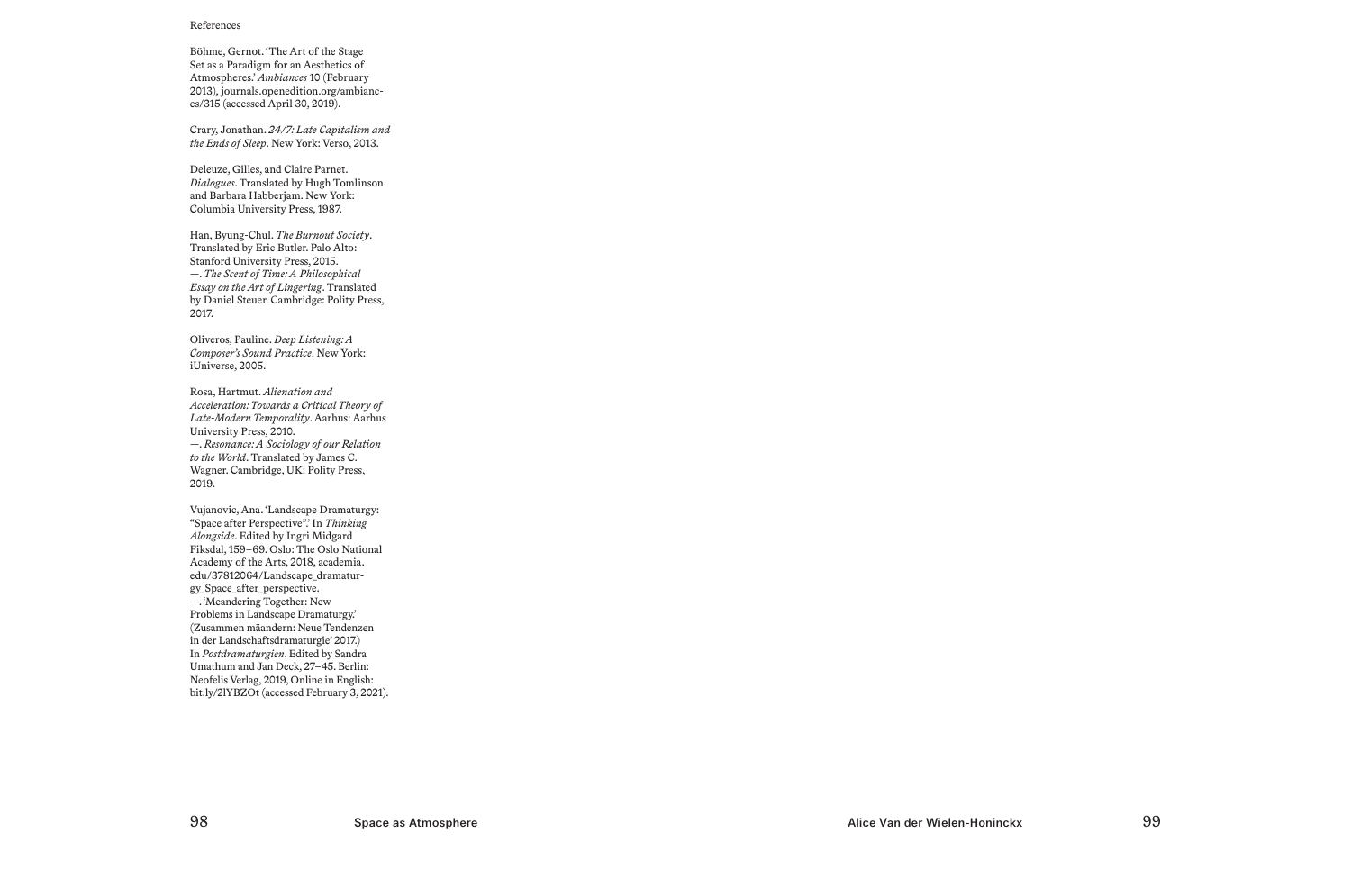References

Böhme, Gernot. 'The Art of the Stage Set as a Paradigm for an Aesthetics of Atmospheres.' *Ambiances* 10 (February 2013), journals.openedition.org/ambiances/315 (accessed April 30, 2019).

Crary, Jonathan. *24/7: Late Capitalism and the Ends of Sleep*. New York: Verso, 2013.

Deleuze, Gilles, and Claire Parnet. *Dialogues*. Translated by Hugh Tomlinson and Barbara Habberjam. New York: Columbia University Press, 1987.

Han, Byung-Chul. *The Burnout Society*. Translated by Eric Butler. Palo Alto: Stanford University Press, 2015.
—. *The Scent of Time: A Philosophical Essay on the Art of Lingering*. Translated by Daniel Steuer. Cambridge: Polity Press, 2017.

Oliveros, Pauline. *Deep Listening: A Composer's Sound Practice*. New York: iUniverse, 2005.

Rosa, Hartmut. *Alienation and Acceleration: Towards a Critical Theory of Late-Modern Temporality*. Aarhus: Aarhus University Press, 2010.
—. *Resonance: A Sociology of our Relation to the World*. Translated by James C. Wagner. Cambridge, UK: Polity Press, 2019.

Vujanovic, Ana. 'Landscape Dramaturgy: "Space after Perspective".' In *Thinking Alongside*. Edited by Ingri Midgard Fiksdal, 159–69. Oslo: The Oslo National Academy of the Arts, 2018, academia.edu/37812064/Landscape_dramaturgy_Space_after_perspective.
—. 'Meandering Together: New Problems in Landscape Dramaturgy.' ('Zusammen mäandern: Neue Tendenzen in der Landschaftsdramaturgie' 2017.) In *Postdramaturgien*. Edited by Sandra Umathum and Jan Deck, 27–45. Berlin: Neofelis Verlag, 2019, Online in English: bit.ly/2lYBZOt (accessed February 3, 2021).